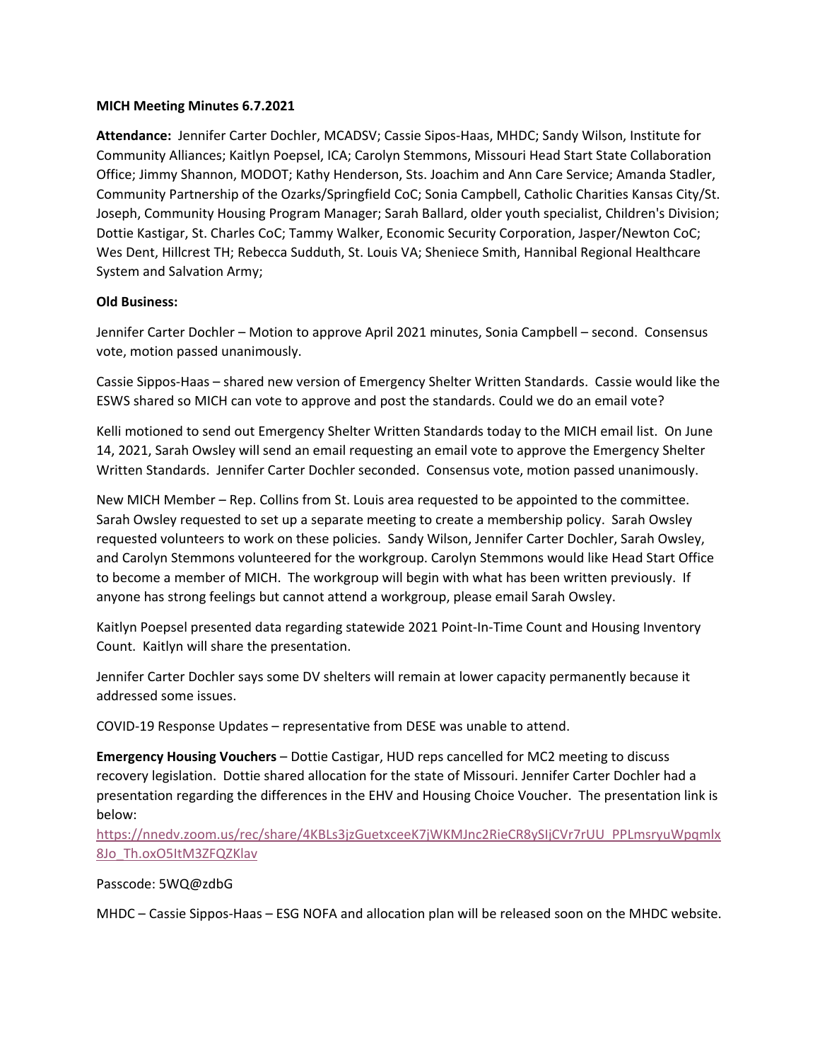**MICH Meeting Minutes 6.7.2021**

**Attendance:** Jennifer Carter Dochler, MCADSV; Cassie Sipos-Haas, MHDC; Sandy Wilson, Institute for Community Alliances; Kaitlyn Poepsel, ICA; Carolyn Stemmons, Missouri Head Start State Collaboration Office; Jimmy Shannon, MODOT; Kathy Henderson, Sts. Joachim and Ann Care Service; Amanda Stadler, Community Partnership of the Ozarks/Springfield CoC; Sonia Campbell, Catholic Charities Kansas City/St. Joseph, Community Housing Program Manager; Sarah Ballard, older youth specialist, Children's Division; Dottie Kastigar, St. Charles CoC; Tammy Walker, Economic Security Corporation, Jasper/Newton CoC; Wes Dent, Hillcrest TH; Rebecca Sudduth, St. Louis VA; Sheniece Smith, Hannibal Regional Healthcare System and Salvation Army;

**Old Business:**

Jennifer Carter Dochler – Motion to approve April 2021 minutes, Sonia Campbell – second. Consensus vote, motion passed unanimously.

Cassie Sippos-Haas – shared new version of Emergency Shelter Written Standards. Cassie would like the ESWS shared so MICH can vote to approve and post the standards. Could we do an email vote?

Kelli motioned to send out Emergency Shelter Written Standards today to the MICH email list. On June 14, 2021, Sarah Owsley will send an email requesting an email vote to approve the Emergency Shelter Written Standards. Jennifer Carter Dochler seconded. Consensus vote, motion passed unanimously.

New MICH Member – Rep. Collins from St. Louis area requested to be appointed to the committee. Sarah Owsley requested to set up a separate meeting to create a membership policy. Sarah Owsley requested volunteers to work on these policies. Sandy Wilson, Jennifer Carter Dochler, Sarah Owsley, and Carolyn Stemmons volunteered for the workgroup. Carolyn Stemmons would like Head Start Office to become a member of MICH. The workgroup will begin with what has been written previously. If anyone has strong feelings but cannot attend a workgroup, please email Sarah Owsley.

Kaitlyn Poepsel presented data regarding statewide 2021 Point-In-Time Count and Housing Inventory Count. Kaitlyn will share the presentation.

Jennifer Carter Dochler says some DV shelters will remain at lower capacity permanently because it addressed some issues.

COVID-19 Response Updates – representative from DESE was unable to attend.

**Emergency Housing Vouchers** – Dottie Castigar, HUD reps cancelled for MC2 meeting to discuss recovery legislation. Dottie shared allocation for the state of Missouri. Jennifer Carter Dochler had a presentation regarding the differences in the EHV and Housing Choice Voucher. The presentation link is below:
https://nnedv.zoom.us/rec/share/4KBLs3jzGuetxceeK7jWKMJnc2RieCR8ySIjCVr7rUU_PPLmsryuWpqmlx8Jo_Th.oxO5ItM3ZFQZKlav

Passcode: 5WQ@zdbG

MHDC – Cassie Sippos-Haas – ESG NOFA and allocation plan will be released soon on the MHDC website.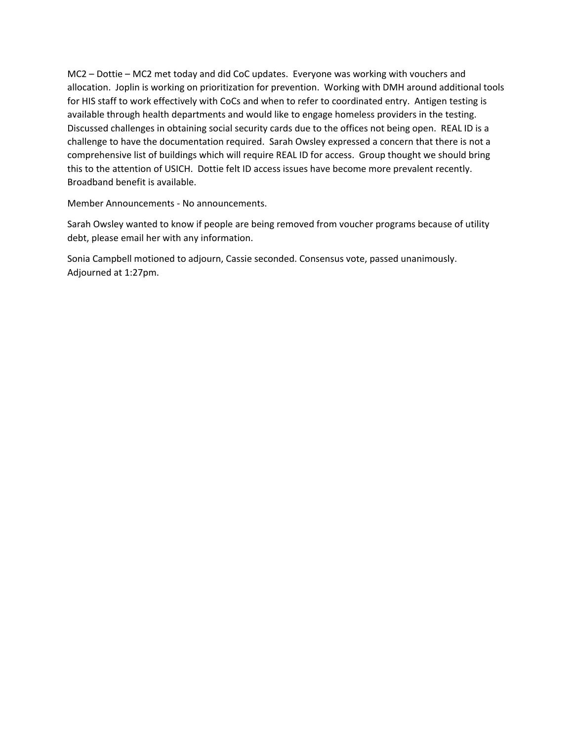MC2 – Dottie – MC2 met today and did CoC updates. Everyone was working with vouchers and allocation. Joplin is working on prioritization for prevention. Working with DMH around additional tools for HIS staff to work effectively with CoCs and when to refer to coordinated entry. Antigen testing is available through health departments and would like to engage homeless providers in the testing. Discussed challenges in obtaining social security cards due to the offices not being open. REAL ID is a challenge to have the documentation required. Sarah Owsley expressed a concern that there is not a comprehensive list of buildings which will require REAL ID for access. Group thought we should bring this to the attention of USICH. Dottie felt ID access issues have become more prevalent recently. Broadband benefit is available.

Member Announcements - No announcements.

Sarah Owsley wanted to know if people are being removed from voucher programs because of utility debt, please email her with any information.

Sonia Campbell motioned to adjourn, Cassie seconded. Consensus vote, passed unanimously. Adjourned at 1:27pm.